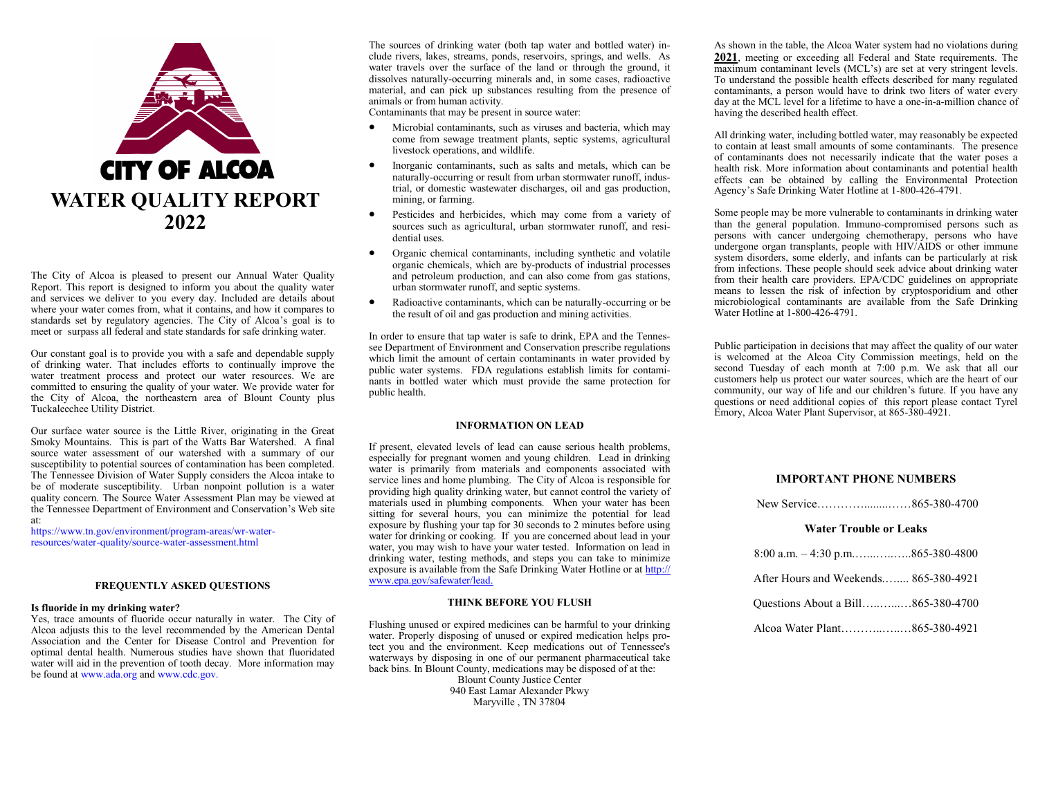# CITY OF ALCOA

# WATER QUALITY REPORT 2022

The City of Alcoa is pleased to present our Annual Water Quality Report. This report is designed to inform you about the quality water and services we deliver to you every day. Included are details about where your water comes from, what it contains, and how it compares to standards set by regulatory agencies. The City of Alcoa's goal is to meet or surpass all federal and state standards for safe drinking water.

Our constant goal is to provide you with a safe and dependable supply of drinking water. That includes efforts to continually improve the water treatment process and protect our water resources. We are committed to ensuring the quality of your water. We provide water for the City of Alcoa, the northeastern area of Blount County plus Tuckaleechee Utility District.

Our surface water source is the Little River, originating in the Great Smoky Mountains. This is part of the Watts Bar Watershed. A final source water assessment of our watershed with a summary of our susceptibility to potential sources of contamination has been completed. The Tennessee Division of Water Supply considers the Alcoa intake to be of moderate susceptibility. Urban nonpoint pollution is a water quality concern. The Source Water Assessment Plan may be viewed at the Tennessee Department of Environment and Conservation's Web site at:
https://www.tn.gov/environment/program-areas/wr-water-resources/water-quality/source-water-assessment.html

### FREQUENTLY ASKED QUESTIONS

**Is fluoride in my drinking water?**
Yes, trace amounts of fluoride occur naturally in water. The City of Alcoa adjusts this to the level recommended by the American Dental Association and the Center for Disease Control and Prevention for optimal dental health. Numerous studies have shown that fluoridated water will aid in the prevention of tooth decay. More information may be found at www.ada.org and www.cdc.gov.

The sources of drinking water (both tap water and bottled water) include rivers, lakes, streams, ponds, reservoirs, springs, and wells. As water travels over the surface of the land or through the ground, it dissolves naturally-occurring minerals and, in some cases, radioactive material, and can pick up substances resulting from the presence of animals or from human activity.
Contaminants that may be present in source water:

- Microbial contaminants, such as viruses and bacteria, which may come from sewage treatment plants, septic systems, agricultural livestock operations, and wildlife.
- Inorganic contaminants, such as salts and metals, which can be naturally-occurring or result from urban stormwater runoff, industrial, or domestic wastewater discharges, oil and gas production, mining, or farming.
- Pesticides and herbicides, which may come from a variety of sources such as agricultural, urban stormwater runoff, and residential uses.
- Organic chemical contaminants, including synthetic and volatile organic chemicals, which are by-products of industrial processes and petroleum production, and can also come from gas stations, urban stormwater runoff, and septic systems.
- Radioactive contaminants, which can be naturally-occurring or be the result of oil and gas production and mining activities.

In order to ensure that tap water is safe to drink, EPA and the Tennessee Department of Environment and Conservation prescribe regulations which limit the amount of certain contaminants in water provided by public water systems. FDA regulations establish limits for contaminants in bottled water which must provide the same protection for public health.

### INFORMATION ON LEAD

If present, elevated levels of lead can cause serious health problems, especially for pregnant women and young children. Lead in drinking water is primarily from materials and components associated with service lines and home plumbing. The City of Alcoa is responsible for providing high quality drinking water, but cannot control the variety of materials used in plumbing components. When your water has been sitting for several hours, you can minimize the potential for lead exposure by flushing your tap for 30 seconds to 2 minutes before using water for drinking or cooking. If you are concerned about lead in your water, you may wish to have your water tested. Information on lead in drinking water, testing methods, and steps you can take to minimize exposure is available from the Safe Drinking Water Hotline or at http://www.epa.gov/safewater/lead.

### THINK BEFORE YOU FLUSH

Flushing unused or expired medicines can be harmful to your drinking water. Properly disposing of unused or expired medication helps protect you and the environment. Keep medications out of Tennessee's waterways by disposing in one of our permanent pharmaceutical take back bins. In Blount County, medications may be disposed of at the:

Blount County Justice Center
940 East Lamar Alexander Pkwy
Maryville , TN 37804

As shown in the table, the Alcoa Water system had no violations during **2021**, meeting or exceeding all Federal and State requirements. The maximum contaminant levels (MCL's) are set at very stringent levels. To understand the possible health effects described for many regulated contaminants, a person would have to drink two liters of water every day at the MCL level for a lifetime to have a one-in-a-million chance of having the described health effect.

All drinking water, including bottled water, may reasonably be expected to contain at least small amounts of some contaminants. The presence of contaminants does not necessarily indicate that the water poses a health risk. More information about contaminants and potential health effects can be obtained by calling the Environmental Protection Agency's Safe Drinking Water Hotline at 1-800-426-4791.

Some people may be more vulnerable to contaminants in drinking water than the general population. Immuno-compromised persons such as persons with cancer undergoing chemotherapy, persons who have undergone organ transplants, people with HIV/AIDS or other immune system disorders, some elderly, and infants can be particularly at risk from infections. These people should seek advice about drinking water from their health care providers. EPA/CDC guidelines on appropriate means to lessen the risk of infection by cryptosporidium and other microbiological contaminants are available from the Safe Drinking Water Hotline at 1-800-426-4791.

Public participation in decisions that may affect the quality of our water is welcomed at the Alcoa City Commission meetings, held on the second Tuesday of each month at 7:00 p.m. We ask that all our customers help us protect our water sources, which are the heart of our community, our way of life and our children's future. If you have any questions or need additional copies of this report please contact Tyrel Emory, Alcoa Water Plant Supervisor, at 865-380-4921.

### IMPORTANT PHONE NUMBERS

New Service………….......……865-380-4700

**Water Trouble or Leaks**

8:00 a.m. – 4:30 p.m.…...….…..865-380-4800

After Hours and Weekends.….... 865-380-4921

Questions About a Bill…..…..…865-380-4700

Alcoa Water Plant………..…..…865-380-4921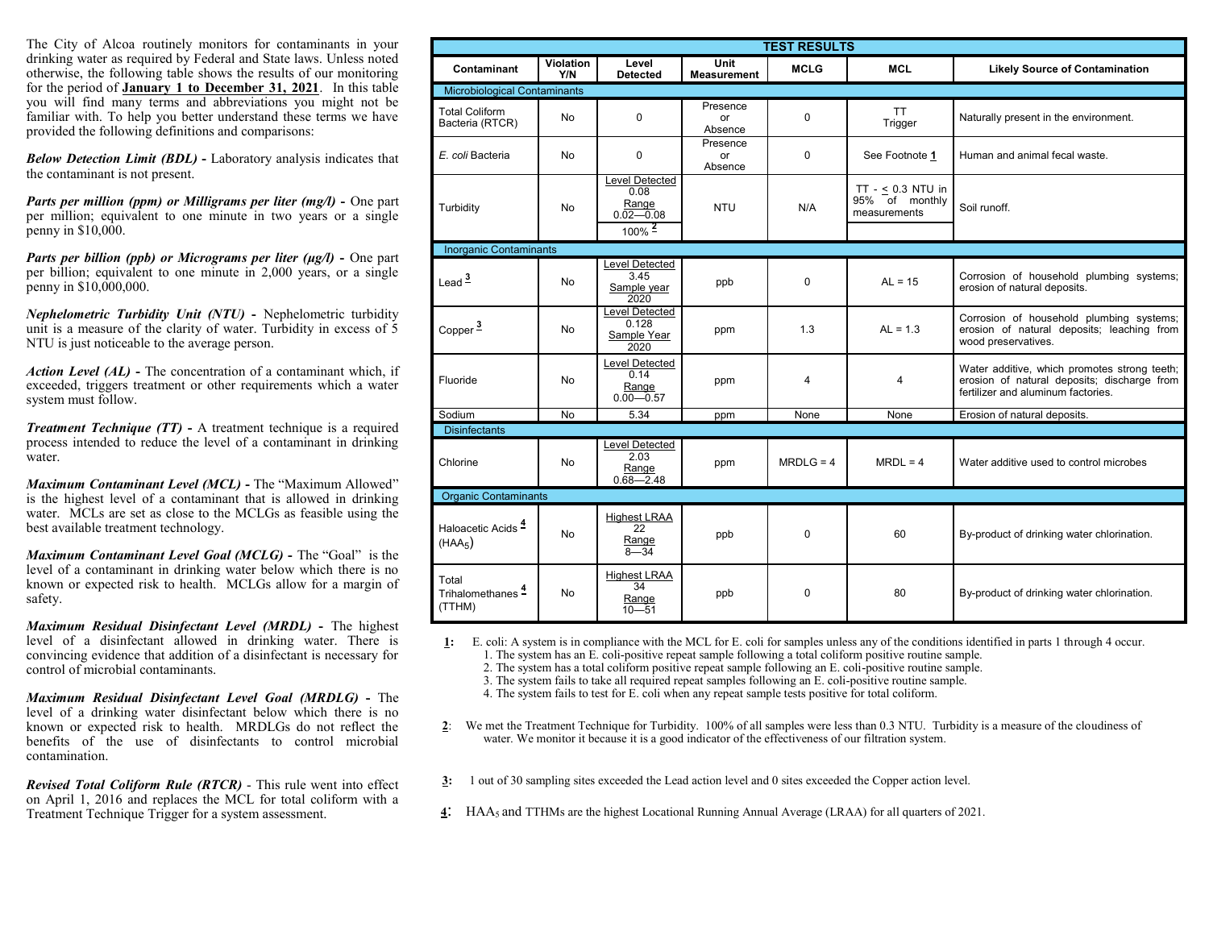The City of Alcoa routinely monitors for contaminants in your drinking water as required by Federal and State laws. Unless noted otherwise, the following table shows the results of our monitoring for the period of **January 1 to December 31, 2021**. In this table you will find many terms and abbreviations you might not be familiar with. To help you better understand these terms we have provided the following definitions and comparisons:

***Below Detection Limit (BDL)* -** Laboratory analysis indicates that the contaminant is not present.

***Parts per million (ppm) or Milligrams per liter (mg/l)* -** One part per million; equivalent to one minute in two years or a single penny in $10,000.

***Parts per billion (ppb) or Micrograms per liter (µg/l)* -** One part per billion; equivalent to one minute in 2,000 years, or a single penny in $10,000,000.

***Nephelometric Turbidity Unit (NTU)* -** Nephelometric turbidity unit is a measure of the clarity of water. Turbidity in excess of 5 NTU is just noticeable to the average person.

***Action Level (AL)* -** The concentration of a contaminant which, if exceeded, triggers treatment or other requirements which a water system must follow.

***Treatment Technique (TT)* -** A treatment technique is a required process intended to reduce the level of a contaminant in drinking water.

***Maximum Contaminant Level (MCL)* -** The "Maximum Allowed" is the highest level of a contaminant that is allowed in drinking water. MCLs are set as close to the MCLGs as feasible using the best available treatment technology.

***Maximum Contaminant Level Goal (MCLG)* -** The "Goal" is the level of a contaminant in drinking water below which there is no known or expected risk to health. MCLGs allow for a margin of safety.

***Maximum Residual Disinfectant Level (MRDL)* -** The highest level of a disinfectant allowed in drinking water. There is convincing evidence that addition of a disinfectant is necessary for control of microbial contaminants.

***Maximum Residual Disinfectant Level Goal (MRDLG)* -** The level of a drinking water disinfectant below which there is no known or expected risk to health. MRDLGs do not reflect the benefits of the use of disinfectants to control microbial contamination.

***Revised Total Coliform Rule (RTCR)*** - This rule went into effect on April 1, 2016 and replaces the MCL for total coliform with a Treatment Technique Trigger for a system assessment.

## TEST RESULTS

| Contaminant | Violation Y/N | Level Detected | Unit Measurement | MCLG | MCL | Likely Source of Contamination |
|---|---|---|---|---|---|---|
| **Microbiological Contaminants** | | | | | | |
| Total Coliform Bacteria (RTCR) | No | 0 | Presence or Absence | 0 | TT Trigger | Naturally present in the environment. |
| *E. coli* Bacteria | No | 0 | Presence or Absence | 0 | See Footnote **1** | Human and animal fecal waste. |
| Turbidity | No | Level Detected 0.08 Range 0.02—0.08 100% [2] | NTU | N/A | TT - ≤ 0.3 NTU in 95% of monthly measurements | Soil runoff. |
| **Inorganic Contaminants** | | | | | | |
| Lead [3] | No | Level Detected 3.45 Sample year 2020 | ppb | 0 | AL = 15 | Corrosion of household plumbing systems; erosion of natural deposits. |
| Copper [3] | No | Level Detected 0.128 Sample Year 2020 | ppm | 1.3 | AL = 1.3 | Corrosion of household plumbing systems; erosion of natural deposits; leaching from wood preservatives. |
| Fluoride | No | Level Detected 0.14 Range 0.00—0.57 | ppm | 4 | 4 | Water additive, which promotes strong teeth; erosion of natural deposits; discharge from fertilizer and aluminum factories. |
| Sodium | No | 5.34 | ppm | None | None | Erosion of natural deposits. |
| **Disinfectants** | | | | | | |
| Chlorine | No | Level Detected 2.03 Range 0.68—2.48 | ppm | MRDLG = 4 | MRDL = 4 | Water additive used to control microbes |
| **Organic Contaminants** | | | | | | |
| Haloacetic Acids [4] ($HAA_5$) | No | Highest LRAA 22 Range 8—34 | ppb | 0 | 60 | By-product of drinking water chlorination. |
| Total Trihalomethanes [4] (TTHM) | No | Highest LRAA 34 Range 10—51 | ppb | 0 | 80 | By-product of drinking water chlorination. |

**1:** E. coli: A system is in compliance with the MCL for E. coli for samples unless any of the conditions identified in parts 1 through 4 occur.
1. The system has an E. coli-positive repeat sample following a total coliform positive routine sample.
2. The system has a total coliform positive repeat sample following an E. coli-positive routine sample.
3. The system fails to take all required repeat samples following an E. coli-positive routine sample.
4. The system fails to test for E. coli when any repeat sample tests positive for total coliform.

**2**: We met the Treatment Technique for Turbidity. 100% of all samples were less than 0.3 NTU. Turbidity is a measure of the cloudiness of water. We monitor it because it is a good indicator of the effectiveness of our filtration system.

**3:** 1 out of 30 sampling sites exceeded the Lead action level and 0 sites exceeded the Copper action level.

**4:** $HAA_5$ and TTHMs are the highest Locational Running Annual Average (LRAA) for all quarters of 2021.